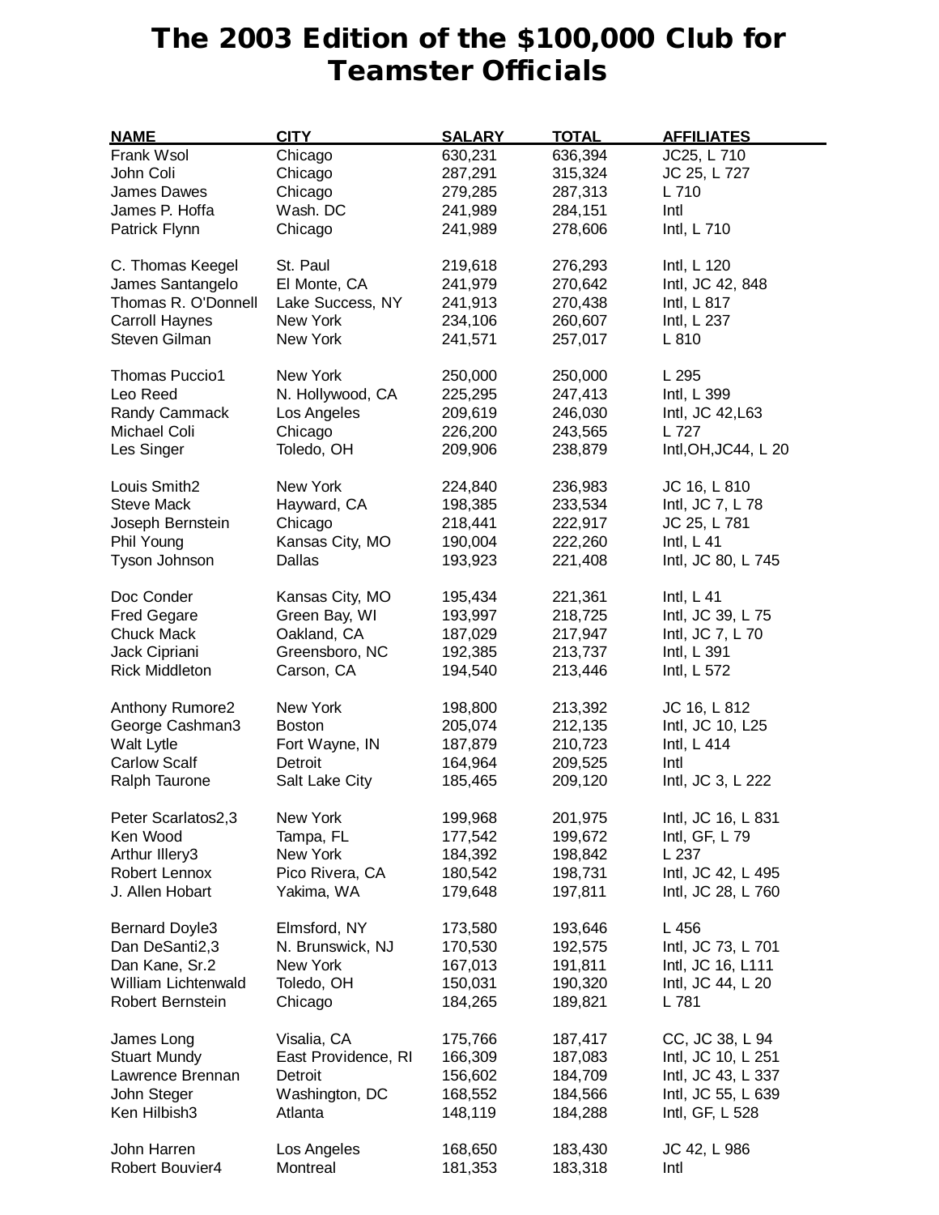# The 2003 Edition of the $100,000 Club for Teamster Officials

| NAME | CITY | SALARY | TOTAL | AFFILIATES |
|---|---|---|---|---|
| Frank Wsol | Chicago | 630,231 | 636,394 | JC25, L 710 |
| John Coli | Chicago | 287,291 | 315,324 | JC 25, L 727 |
| James Dawes | Chicago | 279,285 | 287,313 | L 710 |
| James P. Hoffa | Wash. DC | 241,989 | 284,151 | Intl |
| Patrick Flynn | Chicago | 241,989 | 278,606 | Intl, L 710 |
| C. Thomas Keegel | St. Paul | 219,618 | 276,293 | Intl, L 120 |
| James Santangelo | El Monte, CA | 241,979 | 270,642 | Intl, JC 42, 848 |
| Thomas R. O'Donnell | Lake Success, NY | 241,913 | 270,438 | Intl, L 817 |
| Carroll Haynes | New York | 234,106 | 260,607 | Intl, L 237 |
| Steven Gilman | New York | 241,571 | 257,017 | L 810 |
| Thomas Puccio1 | New York | 250,000 | 250,000 | L 295 |
| Leo Reed | N. Hollywood, CA | 225,295 | 247,413 | Intl, L 399 |
| Randy Cammack | Los Angeles | 209,619 | 246,030 | Intl, JC 42,L63 |
| Michael Coli | Chicago | 226,200 | 243,565 | L 727 |
| Les Singer | Toledo, OH | 209,906 | 238,879 | Intl,OH,JC44, L 20 |
| Louis Smith2 | New York | 224,840 | 236,983 | JC 16, L 810 |
| Steve Mack | Hayward, CA | 198,385 | 233,534 | Intl, JC 7, L 78 |
| Joseph Bernstein | Chicago | 218,441 | 222,917 | JC 25, L 781 |
| Phil Young | Kansas City, MO | 190,004 | 222,260 | Intl, L 41 |
| Tyson Johnson | Dallas | 193,923 | 221,408 | Intl, JC 80, L 745 |
| Doc Conder | Kansas City, MO | 195,434 | 221,361 | Intl, L 41 |
| Fred Gegare | Green Bay, WI | 193,997 | 218,725 | Intl, JC 39, L 75 |
| Chuck Mack | Oakland, CA | 187,029 | 217,947 | Intl, JC 7, L 70 |
| Jack Cipriani | Greensboro, NC | 192,385 | 213,737 | Intl, L 391 |
| Rick Middleton | Carson, CA | 194,540 | 213,446 | Intl, L 572 |
| Anthony Rumore2 | New York | 198,800 | 213,392 | JC 16, L 812 |
| George Cashman3 | Boston | 205,074 | 212,135 | Intl, JC 10, L25 |
| Walt Lytle | Fort Wayne, IN | 187,879 | 210,723 | Intl, L 414 |
| Carlow Scalf | Detroit | 164,964 | 209,525 | Intl |
| Ralph Taurone | Salt Lake City | 185,465 | 209,120 | Intl, JC 3, L 222 |
| Peter Scarlatos2,3 | New York | 199,968 | 201,975 | Intl, JC 16, L 831 |
| Ken Wood | Tampa, FL | 177,542 | 199,672 | Intl, GF, L 79 |
| Arthur Illery3 | New York | 184,392 | 198,842 | L 237 |
| Robert Lennox | Pico Rivera, CA | 180,542 | 198,731 | Intl, JC 42, L 495 |
| J. Allen Hobart | Yakima, WA | 179,648 | 197,811 | Intl, JC 28, L 760 |
| Bernard Doyle3 | Elmsford, NY | 173,580 | 193,646 | L 456 |
| Dan DeSanti2,3 | N. Brunswick, NJ | 170,530 | 192,575 | Intl, JC 73, L 701 |
| Dan Kane, Sr.2 | New York | 167,013 | 191,811 | Intl, JC 16, L111 |
| William Lichtenwald | Toledo, OH | 150,031 | 190,320 | Intl, JC 44, L 20 |
| Robert Bernstein | Chicago | 184,265 | 189,821 | L 781 |
| James Long | Visalia, CA | 175,766 | 187,417 | CC, JC 38, L 94 |
| Stuart Mundy | East Providence, RI | 166,309 | 187,083 | Intl, JC 10, L 251 |
| Lawrence Brennan | Detroit | 156,602 | 184,709 | Intl, JC 43, L 337 |
| John Steger | Washington, DC | 168,552 | 184,566 | Intl, JC 55, L 639 |
| Ken Hilbish3 | Atlanta | 148,119 | 184,288 | Intl, GF, L 528 |
| John Harren | Los Angeles | 168,650 | 183,430 | JC 42, L 986 |
| Robert Bouvier4 | Montreal | 181,353 | 183,318 | Intl |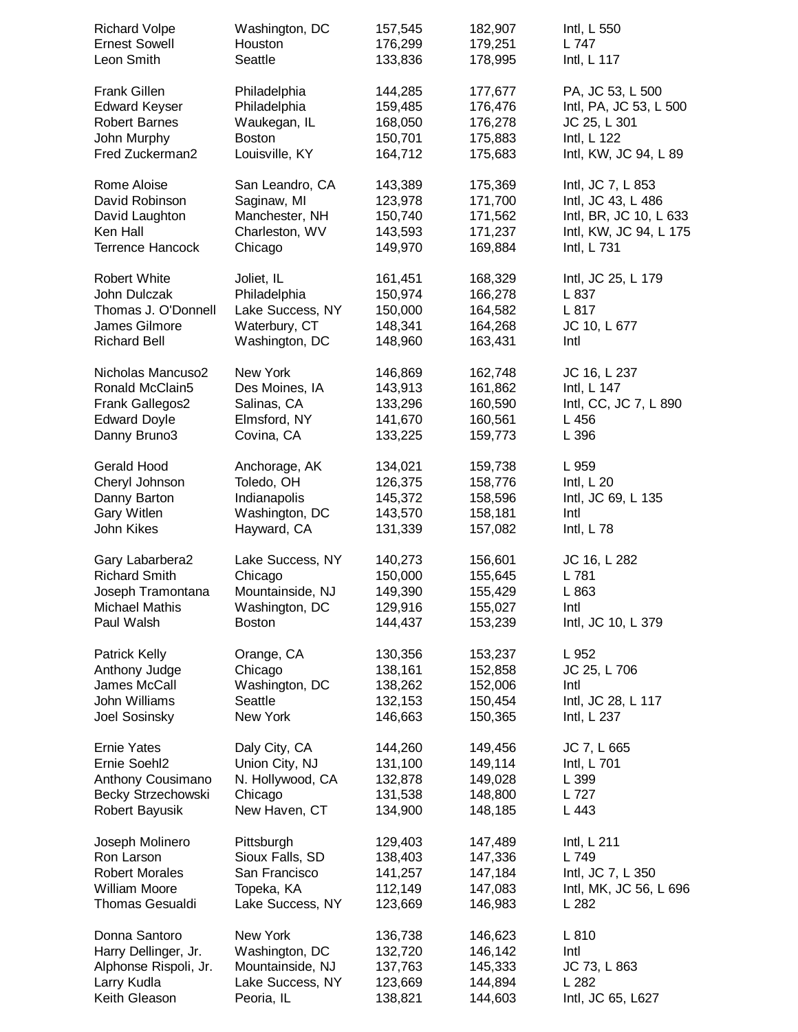| | | | | |
|---|---|---|---|---|
| Richard Volpe | Washington, DC | 157,545 | 182,907 | Intl, L 550 |
| Ernest Sowell | Houston | 176,299 | 179,251 | L 747 |
| Leon Smith | Seattle | 133,836 | 178,995 | Intl, L 117 |
| Frank Gillen | Philadelphia | 144,285 | 177,677 | PA, JC 53, L 500 |
| Edward Keyser | Philadelphia | 159,485 | 176,476 | Intl, PA, JC 53, L 500 |
| Robert Barnes | Waukegan, IL | 168,050 | 176,278 | JC 25, L 301 |
| John Murphy | Boston | 150,701 | 175,883 | Intl, L 122 |
| Fred Zuckerman2 | Louisville, KY | 164,712 | 175,683 | Intl, KW, JC 94, L 89 |
| Rome Aloise | San Leandro, CA | 143,389 | 175,369 | Intl, JC 7, L 853 |
| David Robinson | Saginaw, MI | 123,978 | 171,700 | Intl, JC 43, L 486 |
| David Laughton | Manchester, NH | 150,740 | 171,562 | Intl, BR, JC 10, L 633 |
| Ken Hall | Charleston, WV | 143,593 | 171,237 | Intl, KW, JC 94, L 175 |
| Terrence Hancock | Chicago | 149,970 | 169,884 | Intl, L 731 |
| Robert White | Joliet, IL | 161,451 | 168,329 | Intl, JC 25, L 179 |
| John Dulczak | Philadelphia | 150,974 | 166,278 | L 837 |
| Thomas J. O'Donnell | Lake Success, NY | 150,000 | 164,582 | L 817 |
| James Gilmore | Waterbury, CT | 148,341 | 164,268 | JC 10, L 677 |
| Richard Bell | Washington, DC | 148,960 | 163,431 | Intl |
| Nicholas Mancuso2 | New York | 146,869 | 162,748 | JC 16, L 237 |
| Ronald McClain5 | Des Moines, IA | 143,913 | 161,862 | Intl, L 147 |
| Frank Gallegos2 | Salinas, CA | 133,296 | 160,590 | Intl, CC, JC 7, L 890 |
| Edward Doyle | Elmsford, NY | 141,670 | 160,561 | L 456 |
| Danny Bruno3 | Covina, CA | 133,225 | 159,773 | L 396 |
| Gerald Hood | Anchorage, AK | 134,021 | 159,738 | L 959 |
| Cheryl Johnson | Toledo, OH | 126,375 | 158,776 | Intl, L 20 |
| Danny Barton | Indianapolis | 145,372 | 158,596 | Intl, JC 69, L 135 |
| Gary Witlen | Washington, DC | 143,570 | 158,181 | Intl |
| John Kikes | Hayward, CA | 131,339 | 157,082 | Intl, L 78 |
| Gary Labarbera2 | Lake Success, NY | 140,273 | 156,601 | JC 16, L 282 |
| Richard Smith | Chicago | 150,000 | 155,645 | L 781 |
| Joseph Tramontana | Mountainside, NJ | 149,390 | 155,429 | L 863 |
| Michael Mathis | Washington, DC | 129,916 | 155,027 | Intl |
| Paul Walsh | Boston | 144,437 | 153,239 | Intl, JC 10, L 379 |
| Patrick Kelly | Orange, CA | 130,356 | 153,237 | L 952 |
| Anthony Judge | Chicago | 138,161 | 152,858 | JC 25, L 706 |
| James McCall | Washington, DC | 138,262 | 152,006 | Intl |
| John Williams | Seattle | 132,153 | 150,454 | Intl, JC 28, L 117 |
| Joel Sosinsky | New York | 146,663 | 150,365 | Intl, L 237 |
| Ernie Yates | Daly City, CA | 144,260 | 149,456 | JC 7, L 665 |
| Ernie Soehl2 | Union City, NJ | 131,100 | 149,114 | Intl, L 701 |
| Anthony Cousimano | N. Hollywood, CA | 132,878 | 149,028 | L 399 |
| Becky Strzechowski | Chicago | 131,538 | 148,800 | L 727 |
| Robert Bayusik | New Haven, CT | 134,900 | 148,185 | L 443 |
| Joseph Molinero | Pittsburgh | 129,403 | 147,489 | Intl, L 211 |
| Ron Larson | Sioux Falls, SD | 138,403 | 147,336 | L 749 |
| Robert Morales | San Francisco | 141,257 | 147,184 | Intl, JC 7, L 350 |
| William Moore | Topeka, KA | 112,149 | 147,083 | Intl, MK, JC 56, L 696 |
| Thomas Gesualdi | Lake Success, NY | 123,669 | 146,983 | L 282 |
| Donna Santoro | New York | 136,738 | 146,623 | L 810 |
| Harry Dellinger, Jr. | Washington, DC | 132,720 | 146,142 | Intl |
| Alphonse Rispoli, Jr. | Mountainside, NJ | 137,763 | 145,333 | JC 73, L 863 |
| Larry Kudla | Lake Success, NY | 123,669 | 144,894 | L 282 |
| Keith Gleason | Peoria, IL | 138,821 | 144,603 | Intl, JC 65, L627 |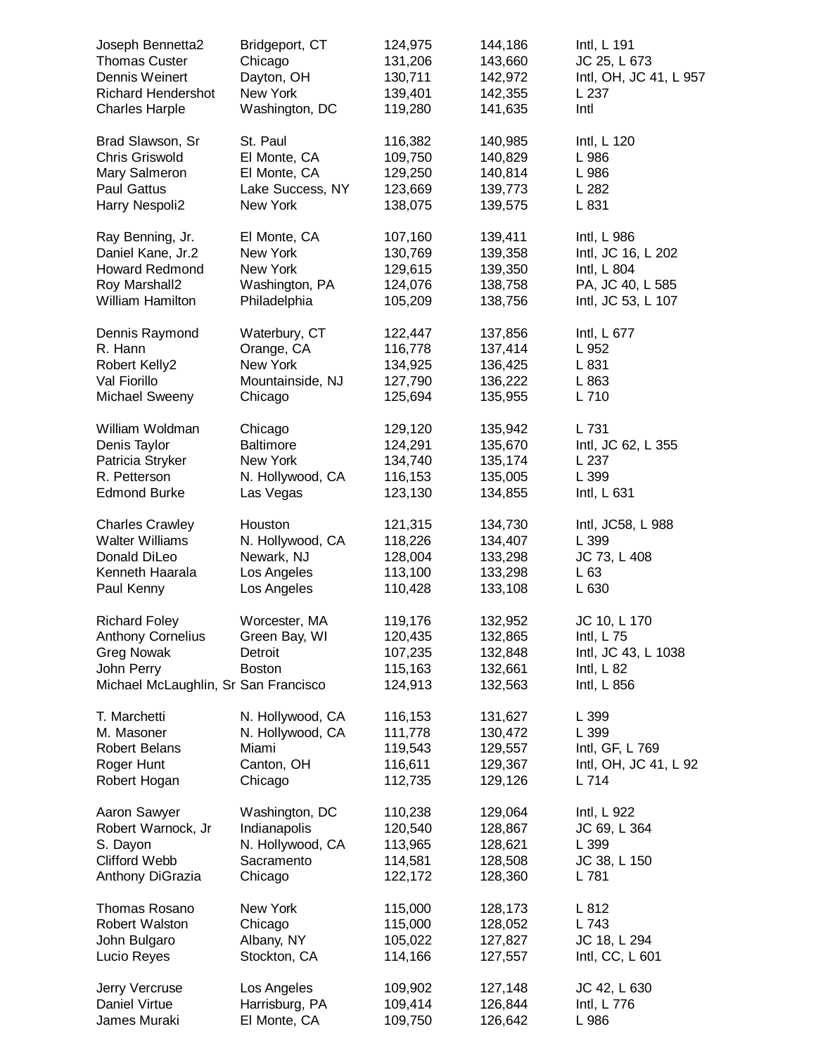| | | | | |
|---|---|---|---|---|
| Joseph Bennetta2 | Bridgeport, CT | 124,975 | 144,186 | Intl, L 191 |
| Thomas Custer | Chicago | 131,206 | 143,660 | JC 25, L 673 |
| Dennis Weinert | Dayton, OH | 130,711 | 142,972 | Intl, OH, JC 41, L 957 |
| Richard Hendershot | New York | 139,401 | 142,355 | L 237 |
| Charles Harple | Washington, DC | 119,280 | 141,635 | Intl |
| Brad Slawson, Sr | St. Paul | 116,382 | 140,985 | Intl, L 120 |
| Chris Griswold | El Monte, CA | 109,750 | 140,829 | L 986 |
| Mary Salmeron | El Monte, CA | 129,250 | 140,814 | L 986 |
| Paul Gattus | Lake Success, NY | 123,669 | 139,773 | L 282 |
| Harry Nespoli2 | New York | 138,075 | 139,575 | L 831 |
| Ray Benning, Jr. | El Monte, CA | 107,160 | 139,411 | Intl, L 986 |
| Daniel Kane, Jr.2 | New York | 130,769 | 139,358 | Intl, JC 16, L 202 |
| Howard Redmond | New York | 129,615 | 139,350 | Intl, L 804 |
| Roy Marshall2 | Washington, PA | 124,076 | 138,758 | PA, JC 40, L 585 |
| William Hamilton | Philadelphia | 105,209 | 138,756 | Intl, JC 53, L 107 |
| Dennis Raymond | Waterbury, CT | 122,447 | 137,856 | Intl, L 677 |
| R. Hann | Orange, CA | 116,778 | 137,414 | L 952 |
| Robert Kelly2 | New York | 134,925 | 136,425 | L 831 |
| Val Fiorillo | Mountainside, NJ | 127,790 | 136,222 | L 863 |
| Michael Sweeny | Chicago | 125,694 | 135,955 | L 710 |
| William Woldman | Chicago | 129,120 | 135,942 | L 731 |
| Denis Taylor | Baltimore | 124,291 | 135,670 | Intl, JC 62, L 355 |
| Patricia Stryker | New York | 134,740 | 135,174 | L 237 |
| R. Petterson | N. Hollywood, CA | 116,153 | 135,005 | L 399 |
| Edmond Burke | Las Vegas | 123,130 | 134,855 | Intl, L 631 |
| Charles Crawley | Houston | 121,315 | 134,730 | Intl, JC58, L 988 |
| Walter Williams | N. Hollywood, CA | 118,226 | 134,407 | L 399 |
| Donald DiLeo | Newark, NJ | 128,004 | 133,298 | JC 73, L 408 |
| Kenneth Haarala | Los Angeles | 113,100 | 133,298 | L 63 |
| Paul Kenny | Los Angeles | 110,428 | 133,108 | L 630 |
| Richard Foley | Worcester, MA | 119,176 | 132,952 | JC 10, L 170 |
| Anthony Cornelius | Green Bay, WI | 120,435 | 132,865 | Intl, L 75 |
| Greg Nowak | Detroit | 107,235 | 132,848 | Intl, JC 43, L 1038 |
| John Perry | Boston | 115,163 | 132,661 | Intl, L 82 |
| Michael McLaughlin, Sr | San Francisco | 124,913 | 132,563 | Intl, L 856 |
| T. Marchetti | N. Hollywood, CA | 116,153 | 131,627 | L 399 |
| M. Masoner | N. Hollywood, CA | 111,778 | 130,472 | L 399 |
| Robert Belans | Miami | 119,543 | 129,557 | Intl, GF, L 769 |
| Roger Hunt | Canton, OH | 116,611 | 129,367 | Intl, OH, JC 41, L 92 |
| Robert Hogan | Chicago | 112,735 | 129,126 | L 714 |
| Aaron Sawyer | Washington, DC | 110,238 | 129,064 | Intl, L 922 |
| Robert Warnock, Jr | Indianapolis | 120,540 | 128,867 | JC 69, L 364 |
| S. Dayon | N. Hollywood, CA | 113,965 | 128,621 | L 399 |
| Clifford Webb | Sacramento | 114,581 | 128,508 | JC 38, L 150 |
| Anthony DiGrazia | Chicago | 122,172 | 128,360 | L 781 |
| Thomas Rosano | New York | 115,000 | 128,173 | L 812 |
| Robert Walston | Chicago | 115,000 | 128,052 | L 743 |
| John Bulgaro | Albany, NY | 105,022 | 127,827 | JC 18, L 294 |
| Lucio Reyes | Stockton, CA | 114,166 | 127,557 | Intl, CC, L 601 |
| Jerry Vercruse | Los Angeles | 109,902 | 127,148 | JC 42, L 630 |
| Daniel Virtue | Harrisburg, PA | 109,414 | 126,844 | Intl, L 776 |
| James Muraki | El Monte, CA | 109,750 | 126,642 | L 986 |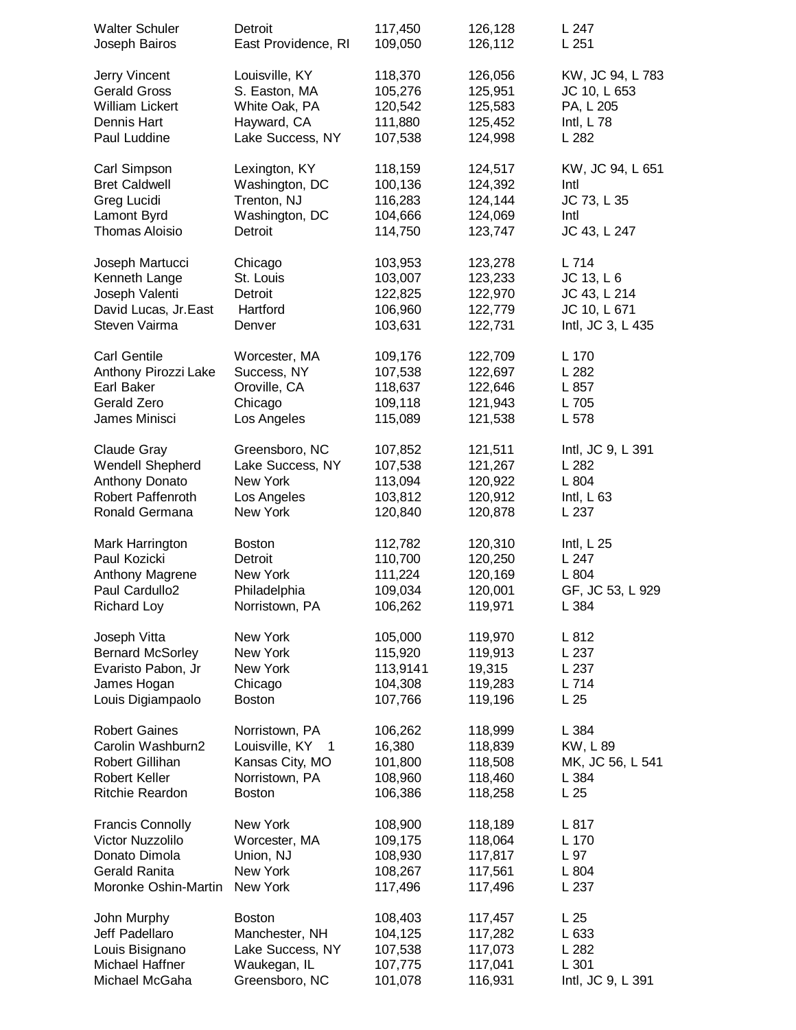| | | | | |
|---|---|---|---|---|
| Walter Schuler | Detroit | 117,450 | 126,128 | L 247 |
| Joseph Bairos | East Providence, RI | 109,050 | 126,112 | L 251 |
| Jerry Vincent | Louisville, KY | 118,370 | 126,056 | KW, JC 94, L 783 |
| Gerald Gross | S. Easton, MA | 105,276 | 125,951 | JC 10, L 653 |
| William Lickert | White Oak, PA | 120,542 | 125,583 | PA, L 205 |
| Dennis Hart | Hayward, CA | 111,880 | 125,452 | Intl, L 78 |
| Paul Luddine | Lake Success, NY | 107,538 | 124,998 | L 282 |
| Carl Simpson | Lexington, KY | 118,159 | 124,517 | KW, JC 94, L 651 |
| Bret Caldwell | Washington, DC | 100,136 | 124,392 | Intl |
| Greg Lucidi | Trenton, NJ | 116,283 | 124,144 | JC 73, L 35 |
| Lamont Byrd | Washington, DC | 104,666 | 124,069 | Intl |
| Thomas Aloisio | Detroit | 114,750 | 123,747 | JC 43, L 247 |
| Joseph Martucci | Chicago | 103,953 | 123,278 | L 714 |
| Kenneth Lange | St. Louis | 103,007 | 123,233 | JC 13, L 6 |
| Joseph Valenti | Detroit | 122,825 | 122,970 | JC 43, L 214 |
| David Lucas, Jr.East | Hartford | 106,960 | 122,779 | JC 10, L 671 |
| Steven Vairma | Denver | 103,631 | 122,731 | Intl, JC 3, L 435 |
| Carl Gentile | Worcester, MA | 109,176 | 122,709 | L 170 |
| Anthony Pirozzi Lake | Success, NY | 107,538 | 122,697 | L 282 |
| Earl Baker | Oroville, CA | 118,637 | 122,646 | L 857 |
| Gerald Zero | Chicago | 109,118 | 121,943 | L 705 |
| James Minisci | Los Angeles | 115,089 | 121,538 | L 578 |
| Claude Gray | Greensboro, NC | 107,852 | 121,511 | Intl, JC 9, L 391 |
| Wendell Shepherd | Lake Success, NY | 107,538 | 121,267 | L 282 |
| Anthony Donato | New York | 113,094 | 120,922 | L 804 |
| Robert Paffenroth | Los Angeles | 103,812 | 120,912 | Intl, L 63 |
| Ronald Germana | New York | 120,840 | 120,878 | L 237 |
| Mark Harrington | Boston | 112,782 | 120,310 | Intl, L 25 |
| Paul Kozicki | Detroit | 110,700 | 120,250 | L 247 |
| Anthony Magrene | New York | 111,224 | 120,169 | L 804 |
| Paul Cardullo2 | Philadelphia | 109,034 | 120,001 | GF, JC 53, L 929 |
| Richard Loy | Norristown, PA | 106,262 | 119,971 | L 384 |
| Joseph Vitta | New York | 105,000 | 119,970 | L 812 |
| Bernard McSorley | New York | 115,920 | 119,913 | L 237 |
| Evaristo Pabon, Jr | New York | 113,9141 | 19,315 | L 237 |
| James Hogan | Chicago | 104,308 | 119,283 | L 714 |
| Louis Digiampaolo | Boston | 107,766 | 119,196 | L 25 |
| Robert Gaines | Norristown, PA | 106,262 | 118,999 | L 384 |
| Carolin Washburn2 | Louisville, KY 1 | 16,380 | 118,839 | KW, L 89 |
| Robert Gillihan | Kansas City, MO | 101,800 | 118,508 | MK, JC 56, L 541 |
| Robert Keller | Norristown, PA | 108,960 | 118,460 | L 384 |
| Ritchie Reardon | Boston | 106,386 | 118,258 | L 25 |
| Francis Connolly | New York | 108,900 | 118,189 | L 817 |
| Victor Nuzzolilo | Worcester, MA | 109,175 | 118,064 | L 170 |
| Donato Dimola | Union, NJ | 108,930 | 117,817 | L 97 |
| Gerald Ranita | New York | 108,267 | 117,561 | L 804 |
| Moronke Oshin-Martin | New York | 117,496 | 117,496 | L 237 |
| John Murphy | Boston | 108,403 | 117,457 | L 25 |
| Jeff Padellaro | Manchester, NH | 104,125 | 117,282 | L 633 |
| Louis Bisignano | Lake Success, NY | 107,538 | 117,073 | L 282 |
| Michael Haffner | Waukegan, IL | 107,775 | 117,041 | L 301 |
| Michael McGaha | Greensboro, NC | 101,078 | 116,931 | Intl, JC 9, L 391 |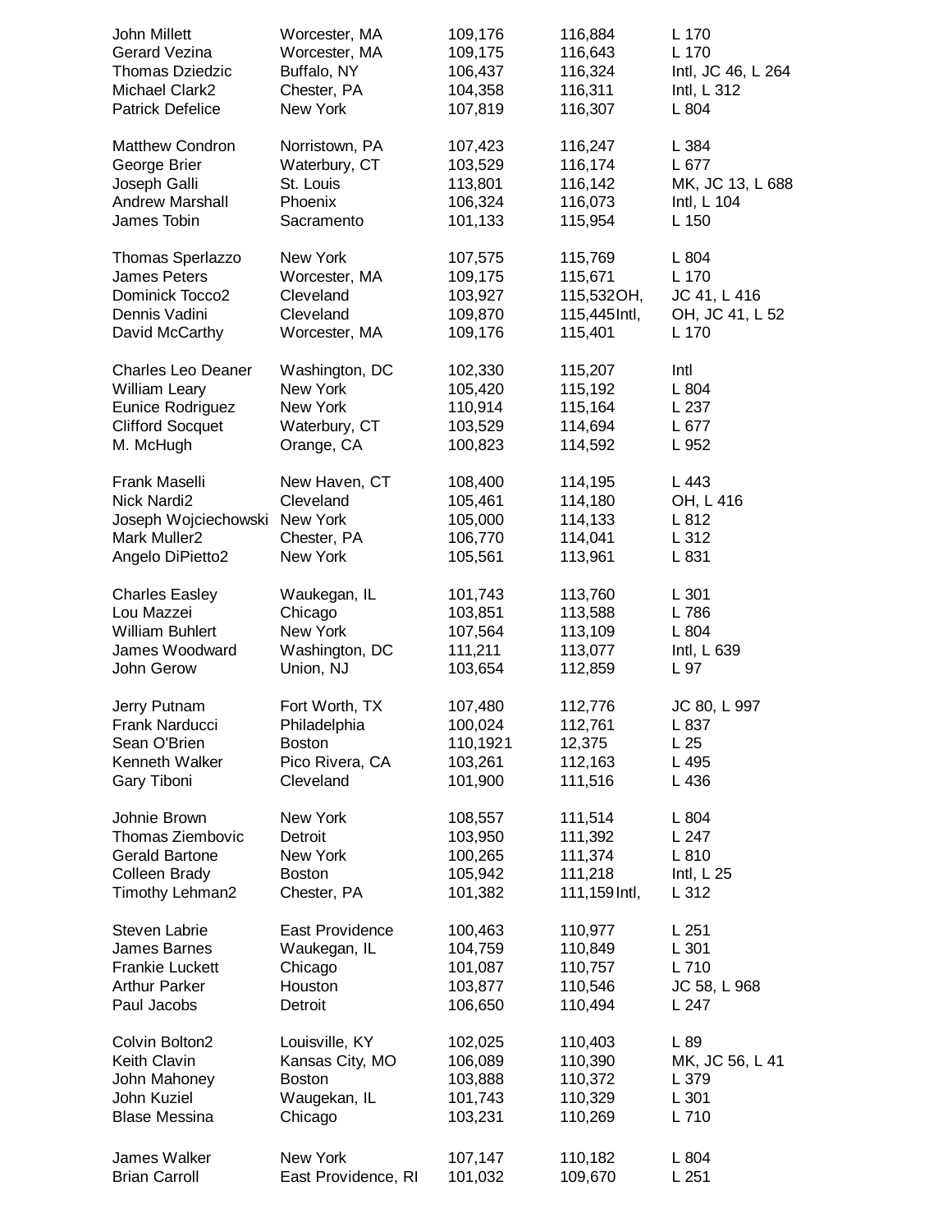| | | | | |
|---|---|---|---|---|
| John Millett | Worcester, MA | 109,176 | 116,884 | L 170 |
| Gerard Vezina | Worcester, MA | 109,175 | 116,643 | L 170 |
| Thomas Dziedzic | Buffalo, NY | 106,437 | 116,324 | Intl, JC 46, L 264 |
| Michael Clark2 | Chester, PA | 104,358 | 116,311 | Intl, L 312 |
| Patrick Defelice | New York | 107,819 | 116,307 | L 804 |
| Matthew Condron | Norristown, PA | 107,423 | 116,247 | L 384 |
| George Brier | Waterbury, CT | 103,529 | 116,174 | L 677 |
| Joseph Galli | St. Louis | 113,801 | 116,142 | MK, JC 13, L 688 |
| Andrew Marshall | Phoenix | 106,324 | 116,073 | Intl, L 104 |
| James Tobin | Sacramento | 101,133 | 115,954 | L 150 |
| Thomas Sperlazzo | New York | 107,575 | 115,769 | L 804 |
| James Peters | Worcester, MA | 109,175 | 115,671 | L 170 |
| Dominick Tocco2 | Cleveland | 103,927 | 115,532OH, | JC 41, L 416 |
| Dennis Vadini | Cleveland | 109,870 | 115,445Intl, | OH, JC 41, L 52 |
| David McCarthy | Worcester, MA | 109,176 | 115,401 | L 170 |
| Charles Leo Deaner | Washington, DC | 102,330 | 115,207 | Intl |
| William Leary | New York | 105,420 | 115,192 | L 804 |
| Eunice Rodriguez | New York | 110,914 | 115,164 | L 237 |
| Clifford Socquet | Waterbury, CT | 103,529 | 114,694 | L 677 |
| M. McHugh | Orange, CA | 100,823 | 114,592 | L 952 |
| Frank Maselli | New Haven, CT | 108,400 | 114,195 | L 443 |
| Nick Nardi2 | Cleveland | 105,461 | 114,180 | OH, L 416 |
| Joseph Wojciechowski | New York | 105,000 | 114,133 | L 812 |
| Mark Muller2 | Chester, PA | 106,770 | 114,041 | L 312 |
| Angelo DiPietto2 | New York | 105,561 | 113,961 | L 831 |
| Charles Easley | Waukegan, IL | 101,743 | 113,760 | L 301 |
| Lou Mazzei | Chicago | 103,851 | 113,588 | L 786 |
| William Buhlert | New York | 107,564 | 113,109 | L 804 |
| James Woodward | Washington, DC | 111,211 | 113,077 | Intl, L 639 |
| John Gerow | Union, NJ | 103,654 | 112,859 | L 97 |
| Jerry Putnam | Fort Worth, TX | 107,480 | 112,776 | JC 80, L 997 |
| Frank Narducci | Philadelphia | 100,024 | 112,761 | L 837 |
| Sean O'Brien | Boston | 110,1921 | 12,375 | L 25 |
| Kenneth Walker | Pico Rivera, CA | 103,261 | 112,163 | L 495 |
| Gary Tiboni | Cleveland | 101,900 | 111,516 | L 436 |
| Johnie Brown | New York | 108,557 | 111,514 | L 804 |
| Thomas Ziembovic | Detroit | 103,950 | 111,392 | L 247 |
| Gerald Bartone | New York | 100,265 | 111,374 | L 810 |
| Colleen Brady | Boston | 105,942 | 111,218 | Intl, L 25 |
| Timothy Lehman2 | Chester, PA | 101,382 | 111,159 Intl, | L 312 |
| Steven Labrie | East Providence | 100,463 | 110,977 | L 251 |
| James Barnes | Waukegan, IL | 104,759 | 110,849 | L 301 |
| Frankie Luckett | Chicago | 101,087 | 110,757 | L 710 |
| Arthur Parker | Houston | 103,877 | 110,546 | JC 58, L 968 |
| Paul Jacobs | Detroit | 106,650 | 110,494 | L 247 |
| Colvin Bolton2 | Louisville, KY | 102,025 | 110,403 | L 89 |
| Keith Clavin | Kansas City, MO | 106,089 | 110,390 | MK, JC 56, L 41 |
| John Mahoney | Boston | 103,888 | 110,372 | L 379 |
| John Kuziel | Waugekan, IL | 101,743 | 110,329 | L 301 |
| Blase Messina | Chicago | 103,231 | 110,269 | L 710 |
| James Walker | New York | 107,147 | 110,182 | L 804 |
| Brian Carroll | East Providence, RI | 101,032 | 109,670 | L 251 |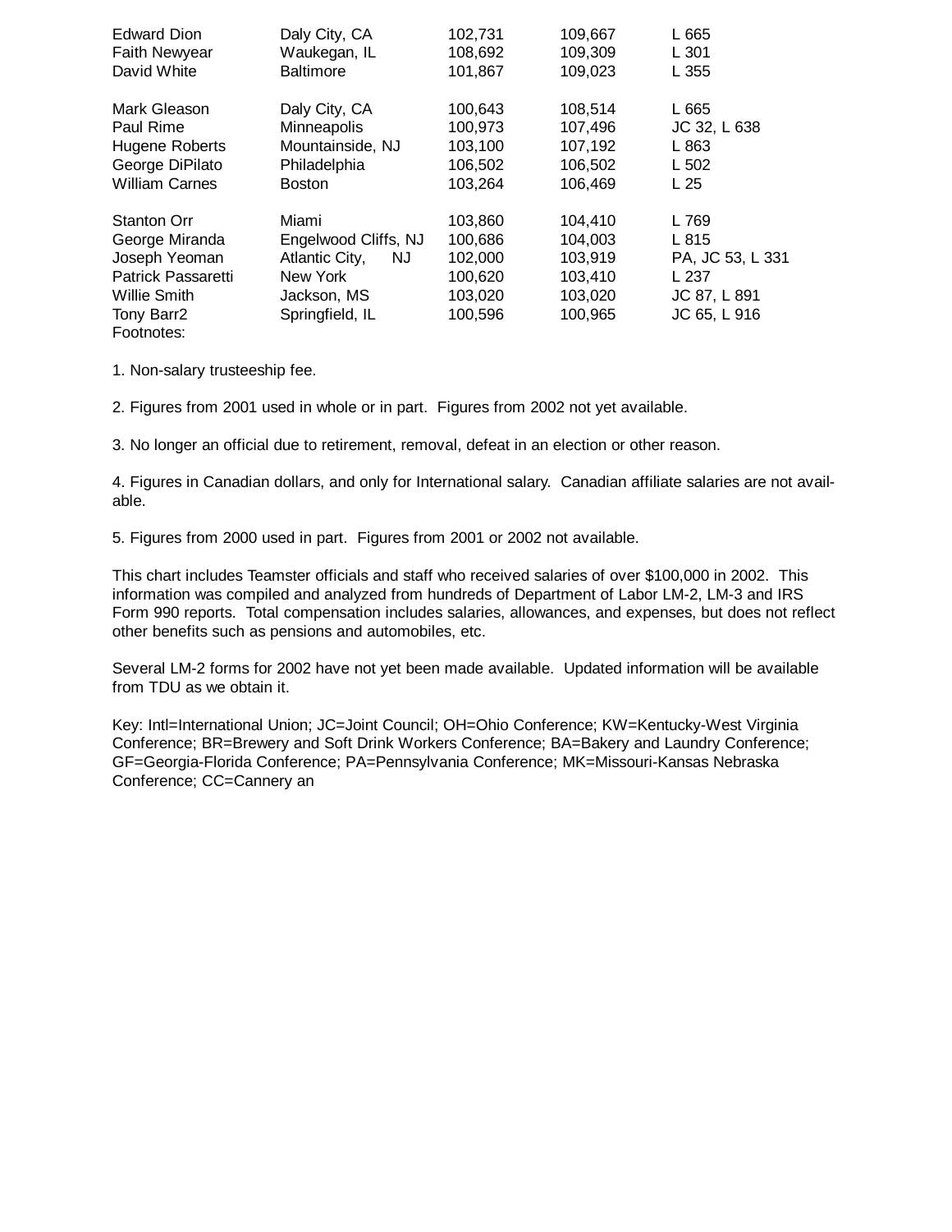| | | | | |
|---|---|---|---|---|
| Edward Dion | Daly City, CA | 102,731 | 109,667 | L 665 |
| Faith Newyear | Waukegan, IL | 108,692 | 109,309 | L 301 |
| David White | Baltimore | 101,867 | 109,023 | L 355 |
| Mark Gleason | Daly City, CA | 100,643 | 108,514 | L 665 |
| Paul Rime | Minneapolis | 100,973 | 107,496 | JC 32, L 638 |
| Hugene Roberts | Mountainside, NJ | 103,100 | 107,192 | L 863 |
| George DiPilato | Philadelphia | 106,502 | 106,502 | L 502 |
| William Carnes | Boston | 103,264 | 106,469 | L 25 |
| Stanton Orr | Miami | 103,860 | 104,410 | L 769 |
| George Miranda | Engelwood Cliffs, NJ | 100,686 | 104,003 | L 815 |
| Joseph Yeoman | Atlantic City, NJ | 102,000 | 103,919 | PA, JC 53, L 331 |
| Patrick Passaretti | New York | 100,620 | 103,410 | L 237 |
| Willie Smith | Jackson, MS | 103,020 | 103,020 | JC 87, L 891 |
| Tony Barr2 | Springfield, IL | 100,596 | 100,965 | JC 65, L 916 |

Footnotes:

1. Non-salary trusteeship fee.

2. Figures from 2001 used in whole or in part. Figures from 2002 not yet available.

3. No longer an official due to retirement, removal, defeat in an election or other reason.

4. Figures in Canadian dollars, and only for International salary. Canadian affiliate salaries are not available.

5. Figures from 2000 used in part. Figures from 2001 or 2002 not available.

This chart includes Teamster officials and staff who received salaries of over $100,000 in 2002. This information was compiled and analyzed from hundreds of Department of Labor LM-2, LM-3 and IRS Form 990 reports. Total compensation includes salaries, allowances, and expenses, but does not reflect other benefits such as pensions and automobiles, etc.

Several LM-2 forms for 2002 have not yet been made available. Updated information will be available from TDU as we obtain it.

Key: Intl=International Union; JC=Joint Council; OH=Ohio Conference; KW=Kentucky-West Virginia Conference; BR=Brewery and Soft Drink Workers Conference; BA=Bakery and Laundry Conference; GF=Georgia-Florida Conference; PA=Pennsylvania Conference; MK=Missouri-Kansas Nebraska Conference; CC=Cannery an